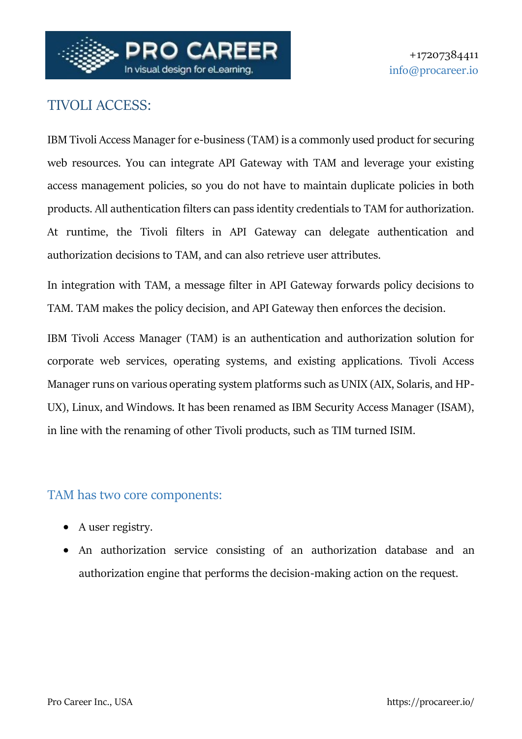# TIVOLI ACCESS:

IBM Tivoli Access Manager for e-business (TAM) is a commonly used product for securing web resources. You can integrate API Gateway with TAM and leverage your existing access management policies, so you do not have to maintain duplicate policies in both products. All authentication filters can pass identity credentials to TAM for authorization. At runtime, the Tivoli filters in API Gateway can delegate authentication and authorization decisions to TAM, and can also retrieve user attributes.

In integration with TAM, a message filter in API Gateway forwards policy decisions to TAM. TAM makes the policy decision, and API Gateway then enforces the decision.

IBM Tivoli Access Manager (TAM) is an authentication and authorization solution for corporate web services, operating systems, and existing applications. Tivoli Access Manager runs on various operating system platforms such as UNIX (AIX, Solaris, and HP-UX), Linux, and Windows. It has been renamed as IBM Security Access Manager (ISAM), in line with the renaming of other Tivoli products, such as TIM turned ISIM.

## TAM has two core components:

- A user registry.
- An authorization service consisting of an authorization database and an authorization engine that performs the decision-making action on the request.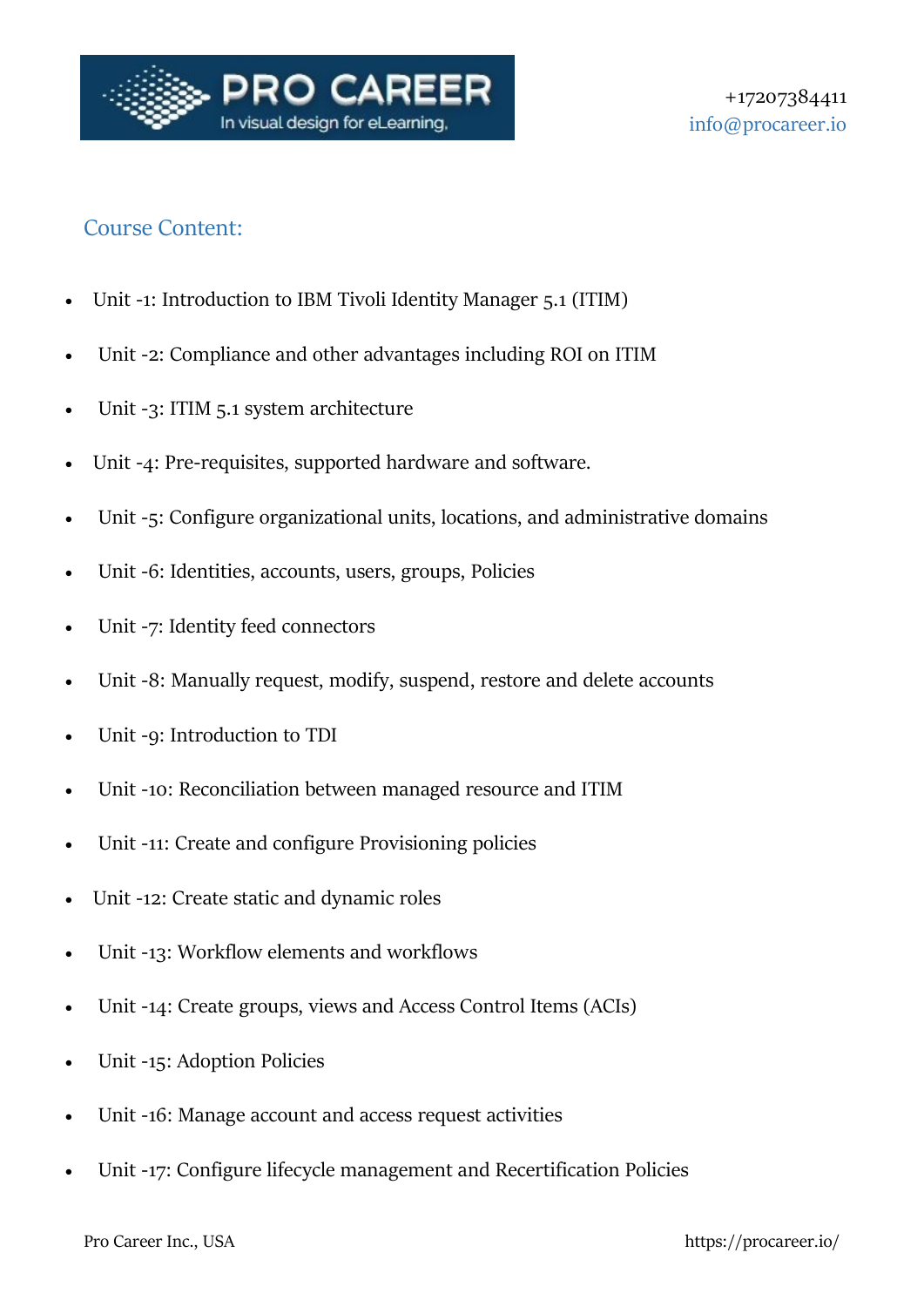## Course Content:

- Unit -1: Introduction to IBM Tivoli Identity Manager 5.1 (ITIM)
- Unit -2: Compliance and other advantages including ROI on ITIM
- Unit -3: ITIM 5.1 system architecture
- Unit -4: Pre-requisites, supported hardware and software.
- Unit -5: Configure organizational units, locations, and administrative domains
- Unit -6: Identities, accounts, users, groups, Policies
- Unit -7: Identity feed connectors
- Unit -8: Manually request, modify, suspend, restore and delete accounts
- Unit -9: Introduction to TDI
- Unit -10: Reconciliation between managed resource and ITIM
- Unit -11: Create and configure Provisioning policies
- Unit -12: Create static and dynamic roles
- Unit -13: Workflow elements and workflows
- Unit -14: Create groups, views and Access Control Items (ACIs)
- Unit -15: Adoption Policies
- Unit -16: Manage account and access request activities
- Unit -17: Configure lifecycle management and Recertification Policies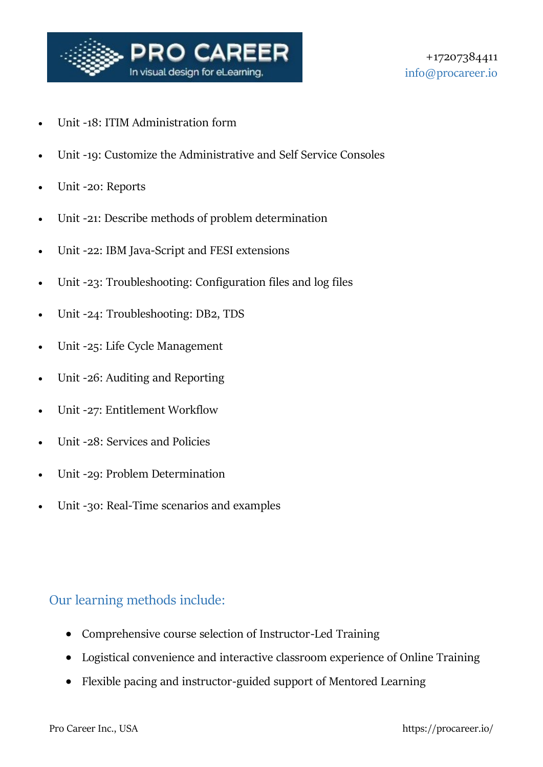- Unit -18: ITIM Administration form
- Unit -19: Customize the Administrative and Self Service Consoles
- Unit -20: Reports
- Unit -21: Describe methods of problem determination
- Unit -22: IBM Java-Script and FESI extensions
- Unit -23: Troubleshooting: Configuration files and log files
- Unit -24: Troubleshooting: DB2, TDS
- Unit -25: Life Cycle Management
- Unit -26: Auditing and Reporting
- Unit -27: Entitlement Workflow
- Unit -28: Services and Policies
- Unit -29: Problem Determination
- Unit -30: Real-Time scenarios and examples

## Our learning methods include:

- Comprehensive course selection of Instructor-Led Training
- Logistical convenience and interactive classroom experience of Online Training
- Flexible pacing and instructor-guided support of Mentored Learning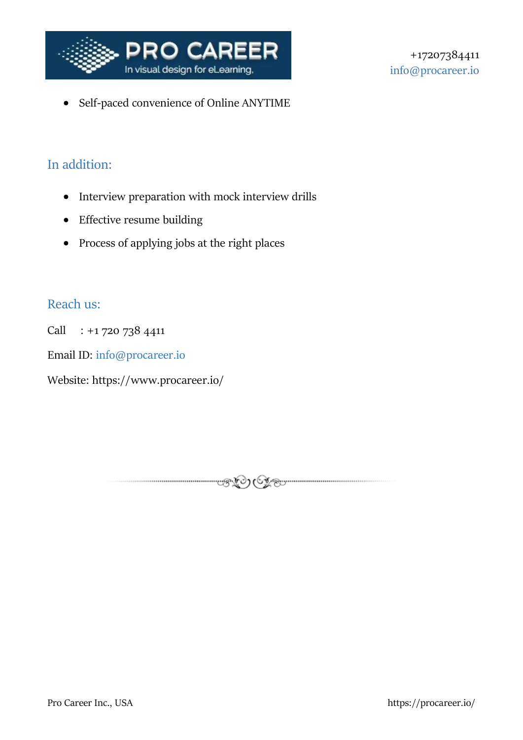- Self-paced convenience of Online ANYTIME

## In addition:

- Interview preparation with mock interview drills
- Effective resume building
- Process of applying jobs at the right places

## Reach us:

Call : +1 720 738 4411

Email ID: info@procareer.io

Website: https://www.procareer.io/